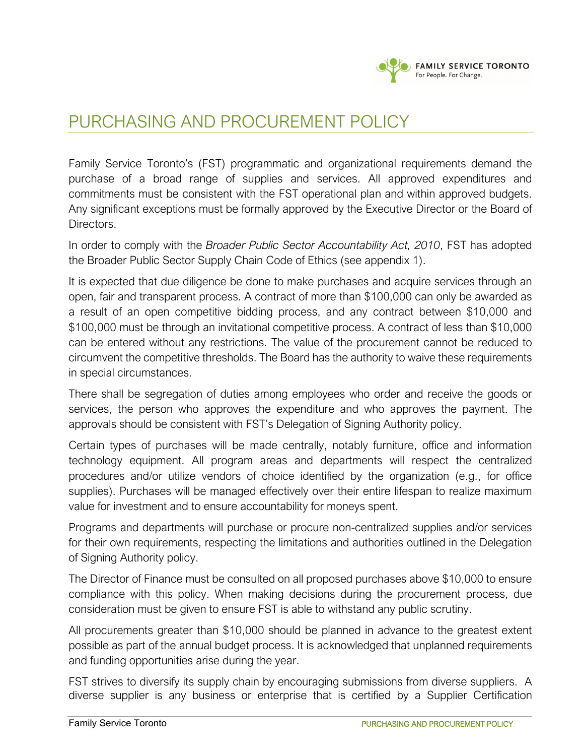# PURCHASING AND PROCUREMENT POLICY

Family Service Toronto's (FST) programmatic and organizational requirements demand the purchase of a broad range of supplies and services. All approved expenditures and commitments must be consistent with the FST operational plan and within approved budgets. Any significant exceptions must be formally approved by the Executive Director or the Board of Directors.

In order to comply with the *Broader Public Sector Accountability Act, 2010*, FST has adopted the Broader Public Sector Supply Chain Code of Ethics (see appendix 1).

It is expected that due diligence be done to make purchases and acquire services through an open, fair and transparent process. A contract of more than $100,000 can only be awarded as a result of an open competitive bidding process, and any contract between $10,000 and $100,000 must be through an invitational competitive process. A contract of less than $10,000 can be entered without any restrictions. The value of the procurement cannot be reduced to circumvent the competitive thresholds. The Board has the authority to waive these requirements in special circumstances.

There shall be segregation of duties among employees who order and receive the goods or services, the person who approves the expenditure and who approves the payment. The approvals should be consistent with FST's Delegation of Signing Authority policy.

Certain types of purchases will be made centrally, notably furniture, office and information technology equipment. All program areas and departments will respect the centralized procedures and/or utilize vendors of choice identified by the organization (e.g., for office supplies). Purchases will be managed effectively over their entire lifespan to realize maximum value for investment and to ensure accountability for moneys spent.

Programs and departments will purchase or procure non-centralized supplies and/or services for their own requirements, respecting the limitations and authorities outlined in the Delegation of Signing Authority policy.

The Director of Finance must be consulted on all proposed purchases above $10,000 to ensure compliance with this policy. When making decisions during the procurement process, due consideration must be given to ensure FST is able to withstand any public scrutiny.

All procurements greater than $10,000 should be planned in advance to the greatest extent possible as part of the annual budget process. It is acknowledged that unplanned requirements and funding opportunities arise during the year.

FST strives to diversify its supply chain by encouraging submissions from diverse suppliers. A diverse supplier is any business or enterprise that is certified by a Supplier Certification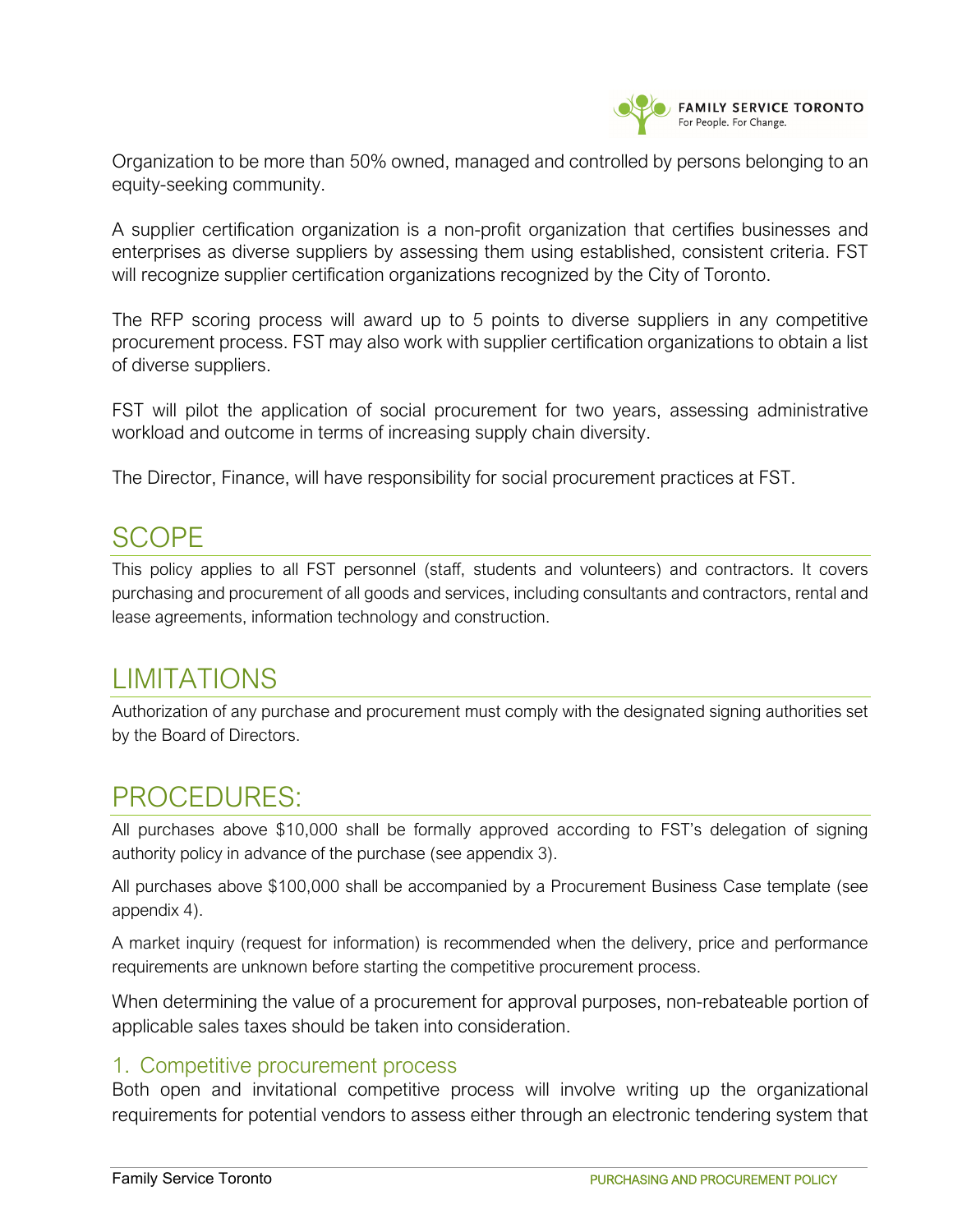Organization to be more than 50% owned, managed and controlled by persons belonging to an equity-seeking community.

A supplier certification organization is a non-profit organization that certifies businesses and enterprises as diverse suppliers by assessing them using established, consistent criteria. FST will recognize supplier certification organizations recognized by the City of Toronto.

The RFP scoring process will award up to 5 points to diverse suppliers in any competitive procurement process. FST may also work with supplier certification organizations to obtain a list of diverse suppliers.

FST will pilot the application of social procurement for two years, assessing administrative workload and outcome in terms of increasing supply chain diversity.

The Director, Finance, will have responsibility for social procurement practices at FST.

# SCOPE

This policy applies to all FST personnel (staff, students and volunteers) and contractors. It covers purchasing and procurement of all goods and services, including consultants and contractors, rental and lease agreements, information technology and construction.

# LIMITATIONS

Authorization of any purchase and procurement must comply with the designated signing authorities set by the Board of Directors.

# PROCEDURES:

All purchases above $10,000 shall be formally approved according to FST's delegation of signing authority policy in advance of the purchase (see appendix 3).

All purchases above $100,000 shall be accompanied by a Procurement Business Case template (see appendix 4).

A market inquiry (request for information) is recommended when the delivery, price and performance requirements are unknown before starting the competitive procurement process.

When determining the value of a procurement for approval purposes, non-rebateable portion of applicable sales taxes should be taken into consideration.

## 1. Competitive procurement process

Both open and invitational competitive process will involve writing up the organizational requirements for potential vendors to assess either through an electronic tendering system that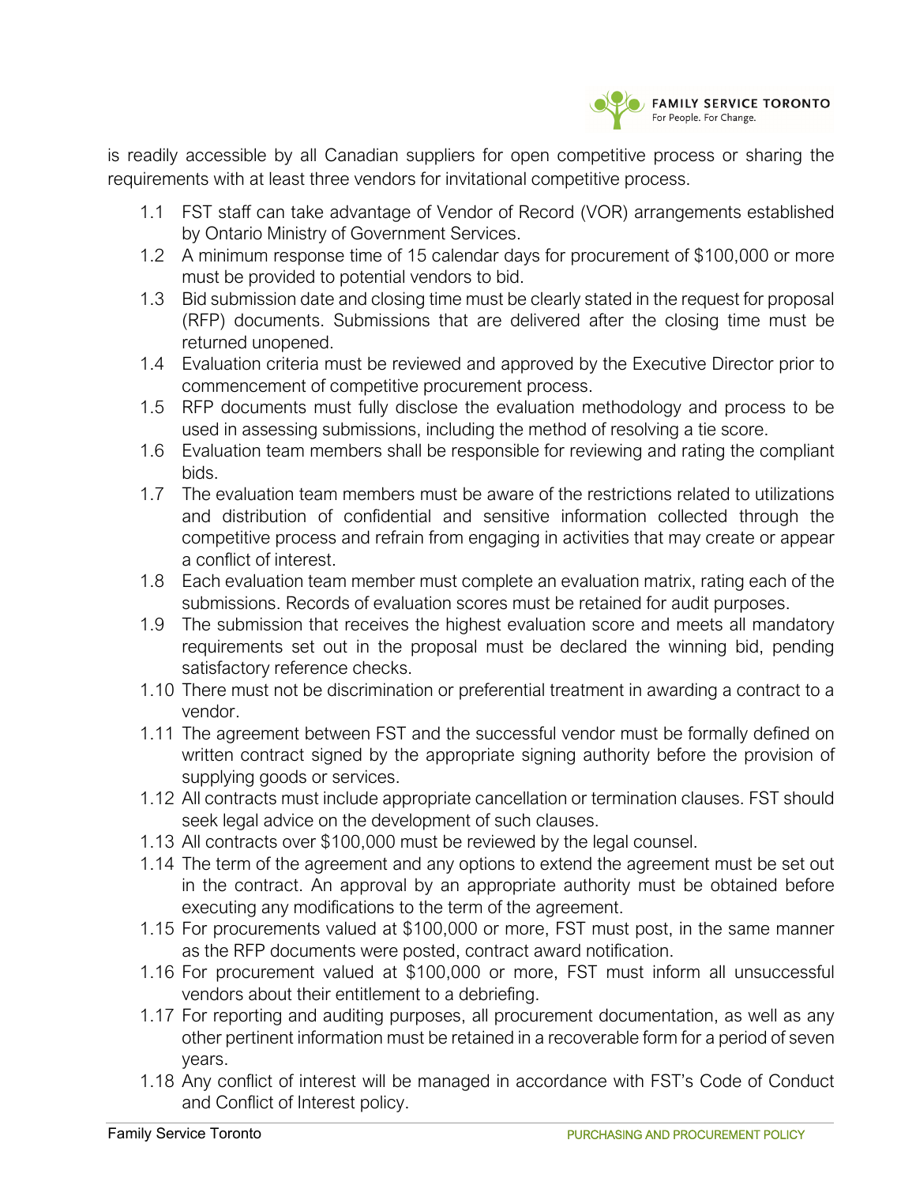is readily accessible by all Canadian suppliers for open competitive process or sharing the requirements with at least three vendors for invitational competitive process.

1.1 FST staff can take advantage of Vendor of Record (VOR) arrangements established by Ontario Ministry of Government Services.
1.2 A minimum response time of 15 calendar days for procurement of $100,000 or more must be provided to potential vendors to bid.
1.3 Bid submission date and closing time must be clearly stated in the request for proposal (RFP) documents. Submissions that are delivered after the closing time must be returned unopened.
1.4 Evaluation criteria must be reviewed and approved by the Executive Director prior to commencement of competitive procurement process.
1.5 RFP documents must fully disclose the evaluation methodology and process to be used in assessing submissions, including the method of resolving a tie score.
1.6 Evaluation team members shall be responsible for reviewing and rating the compliant bids.
1.7 The evaluation team members must be aware of the restrictions related to utilizations and distribution of confidential and sensitive information collected through the competitive process and refrain from engaging in activities that may create or appear a conflict of interest.
1.8 Each evaluation team member must complete an evaluation matrix, rating each of the submissions. Records of evaluation scores must be retained for audit purposes.
1.9 The submission that receives the highest evaluation score and meets all mandatory requirements set out in the proposal must be declared the winning bid, pending satisfactory reference checks.
1.10 There must not be discrimination or preferential treatment in awarding a contract to a vendor.
1.11 The agreement between FST and the successful vendor must be formally defined on written contract signed by the appropriate signing authority before the provision of supplying goods or services.
1.12 All contracts must include appropriate cancellation or termination clauses. FST should seek legal advice on the development of such clauses.
1.13 All contracts over $100,000 must be reviewed by the legal counsel.
1.14 The term of the agreement and any options to extend the agreement must be set out in the contract. An approval by an appropriate authority must be obtained before executing any modifications to the term of the agreement.
1.15 For procurements valued at $100,000 or more, FST must post, in the same manner as the RFP documents were posted, contract award notification.
1.16 For procurement valued at $100,000 or more, FST must inform all unsuccessful vendors about their entitlement to a debriefing.
1.17 For reporting and auditing purposes, all procurement documentation, as well as any other pertinent information must be retained in a recoverable form for a period of seven years.
1.18 Any conflict of interest will be managed in accordance with FST's Code of Conduct and Conflict of Interest policy.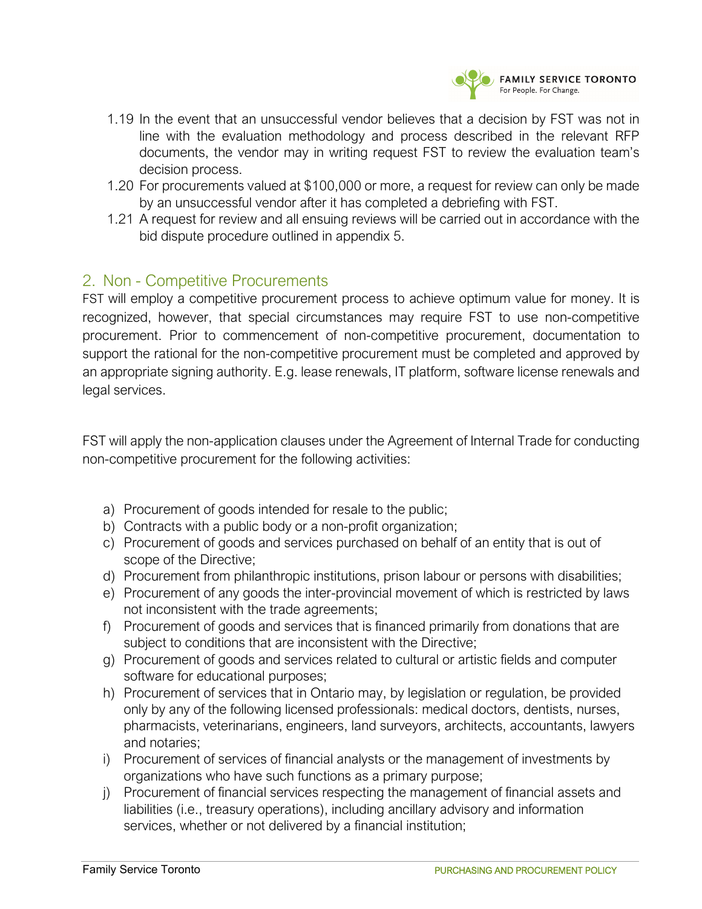1.19 In the event that an unsuccessful vendor believes that a decision by FST was not in line with the evaluation methodology and process described in the relevant RFP documents, the vendor may in writing request FST to review the evaluation team's decision process.

1.20 For procurements valued at $100,000 or more, a request for review can only be made by an unsuccessful vendor after it has completed a debriefing with FST.

1.21 A request for review and all ensuing reviews will be carried out in accordance with the bid dispute procedure outlined in appendix 5.

## 2. Non - Competitive Procurements

FST will employ a competitive procurement process to achieve optimum value for money. It is recognized, however, that special circumstances may require FST to use non-competitive procurement. Prior to commencement of non-competitive procurement, documentation to support the rational for the non-competitive procurement must be completed and approved by an appropriate signing authority. E.g. lease renewals, IT platform, software license renewals and legal services.

FST will apply the non-application clauses under the Agreement of Internal Trade for conducting non-competitive procurement for the following activities:

a) Procurement of goods intended for resale to the public;
b) Contracts with a public body or a non-profit organization;
c) Procurement of goods and services purchased on behalf of an entity that is out of scope of the Directive;
d) Procurement from philanthropic institutions, prison labour or persons with disabilities;
e) Procurement of any goods the inter-provincial movement of which is restricted by laws not inconsistent with the trade agreements;
f) Procurement of goods and services that is financed primarily from donations that are subject to conditions that are inconsistent with the Directive;
g) Procurement of goods and services related to cultural or artistic fields and computer software for educational purposes;
h) Procurement of services that in Ontario may, by legislation or regulation, be provided only by any of the following licensed professionals: medical doctors, dentists, nurses, pharmacists, veterinarians, engineers, land surveyors, architects, accountants, lawyers and notaries;
i) Procurement of services of financial analysts or the management of investments by organizations who have such functions as a primary purpose;
j) Procurement of financial services respecting the management of financial assets and liabilities (i.e., treasury operations), including ancillary advisory and information services, whether or not delivered by a financial institution;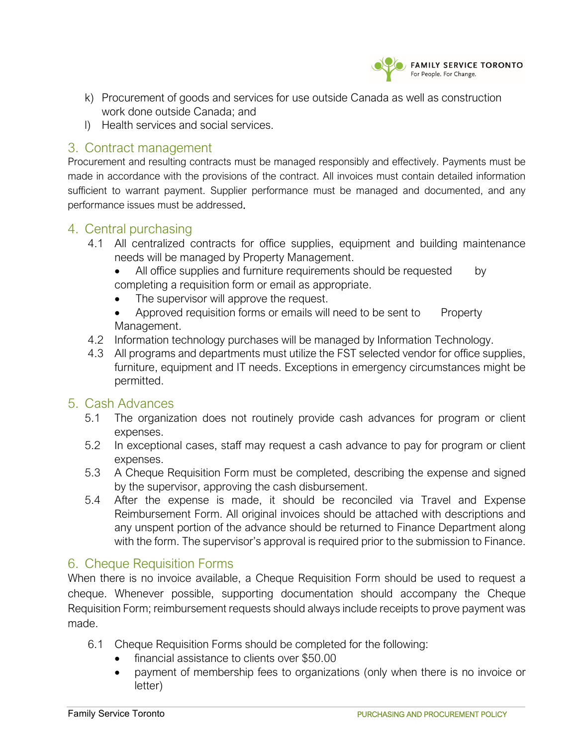k) Procurement of goods and services for use outside Canada as well as construction work done outside Canada; and
l) Health services and social services.

## 3. Contract management

Procurement and resulting contracts must be managed responsibly and effectively. Payments must be made in accordance with the provisions of the contract. All invoices must contain detailed information sufficient to warrant payment. Supplier performance must be managed and documented, and any performance issues must be addressed.

## 4. Central purchasing

4.1 All centralized contracts for office supplies, equipment and building maintenance needs will be managed by Property Management.

- All office supplies and furniture requirements should be requested by completing a requisition form or email as appropriate.
- The supervisor will approve the request.
- Approved requisition forms or emails will need to be sent to Property Management.

4.2 Information technology purchases will be managed by Information Technology.

4.3 All programs and departments must utilize the FST selected vendor for office supplies, furniture, equipment and IT needs. Exceptions in emergency circumstances might be permitted.

## 5. Cash Advances

5.1 The organization does not routinely provide cash advances for program or client expenses.

5.2 In exceptional cases, staff may request a cash advance to pay for program or client expenses.

5.3 A Cheque Requisition Form must be completed, describing the expense and signed by the supervisor, approving the cash disbursement.

5.4 After the expense is made, it should be reconciled via Travel and Expense Reimbursement Form. All original invoices should be attached with descriptions and any unspent portion of the advance should be returned to Finance Department along with the form. The supervisor's approval is required prior to the submission to Finance.

## 6. Cheque Requisition Forms

When there is no invoice available, a Cheque Requisition Form should be used to request a cheque. Whenever possible, supporting documentation should accompany the Cheque Requisition Form; reimbursement requests should always include receipts to prove payment was made.

6.1 Cheque Requisition Forms should be completed for the following:

- financial assistance to clients over $50.00
- payment of membership fees to organizations (only when there is no invoice or letter)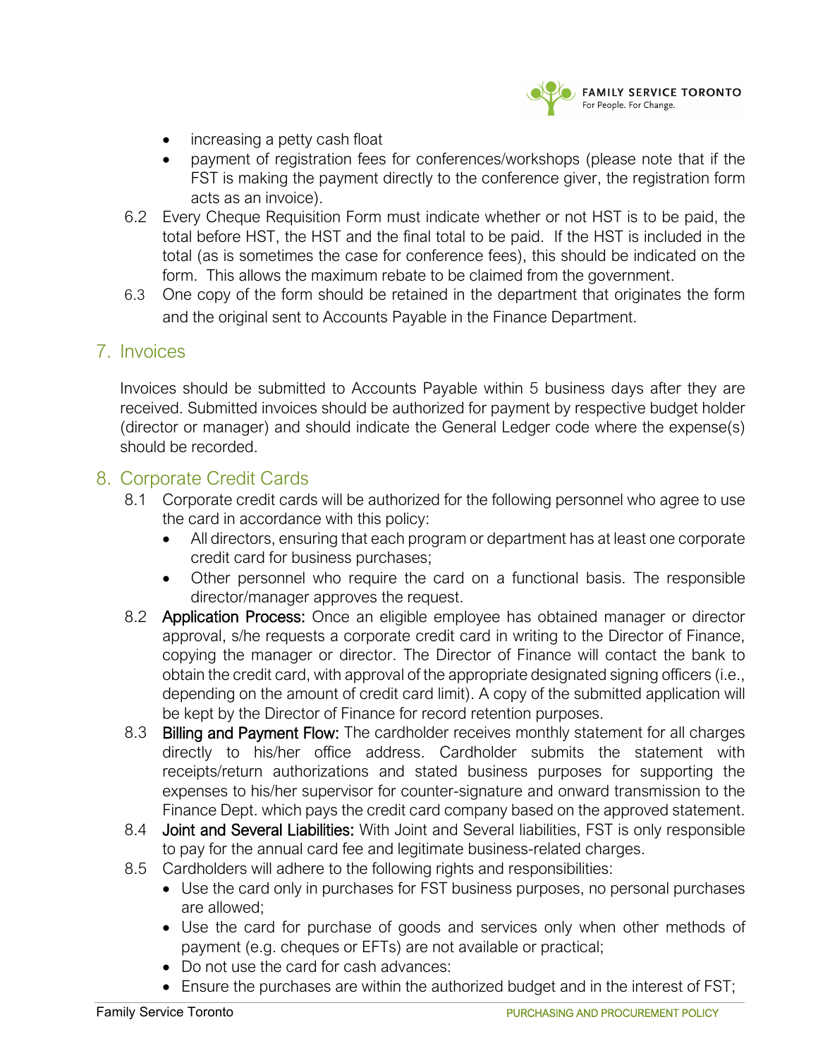- increasing a petty cash float
- payment of registration fees for conferences/workshops (please note that if the FST is making the payment directly to the conference giver, the registration form acts as an invoice).

6.2 Every Cheque Requisition Form must indicate whether or not HST is to be paid, the total before HST, the HST and the final total to be paid. If the HST is included in the total (as is sometimes the case for conference fees), this should be indicated on the form. This allows the maximum rebate to be claimed from the government.

6.3 One copy of the form should be retained in the department that originates the form and the original sent to Accounts Payable in the Finance Department.

## 7. Invoices

Invoices should be submitted to Accounts Payable within 5 business days after they are received. Submitted invoices should be authorized for payment by respective budget holder (director or manager) and should indicate the General Ledger code where the expense(s) should be recorded.

## 8. Corporate Credit Cards

8.1 Corporate credit cards will be authorized for the following personnel who agree to use the card in accordance with this policy:

- All directors, ensuring that each program or department has at least one corporate credit card for business purchases;
- Other personnel who require the card on a functional basis. The responsible director/manager approves the request.

8.2 **Application Process:** Once an eligible employee has obtained manager or director approval, s/he requests a corporate credit card in writing to the Director of Finance, copying the manager or director. The Director of Finance will contact the bank to obtain the credit card, with approval of the appropriate designated signing officers (i.e., depending on the amount of credit card limit). A copy of the submitted application will be kept by the Director of Finance for record retention purposes.

8.3 **Billing and Payment Flow:** The cardholder receives monthly statement for all charges directly to his/her office address. Cardholder submits the statement with receipts/return authorizations and stated business purposes for supporting the expenses to his/her supervisor for counter-signature and onward transmission to the Finance Dept. which pays the credit card company based on the approved statement.

8.4 **Joint and Several Liabilities:** With Joint and Several liabilities, FST is only responsible to pay for the annual card fee and legitimate business-related charges.

8.5 Cardholders will adhere to the following rights and responsibilities:

- Use the card only in purchases for FST business purposes, no personal purchases are allowed;
- Use the card for purchase of goods and services only when other methods of payment (e.g. cheques or EFTs) are not available or practical;
- Do not use the card for cash advances:
- Ensure the purchases are within the authorized budget and in the interest of FST;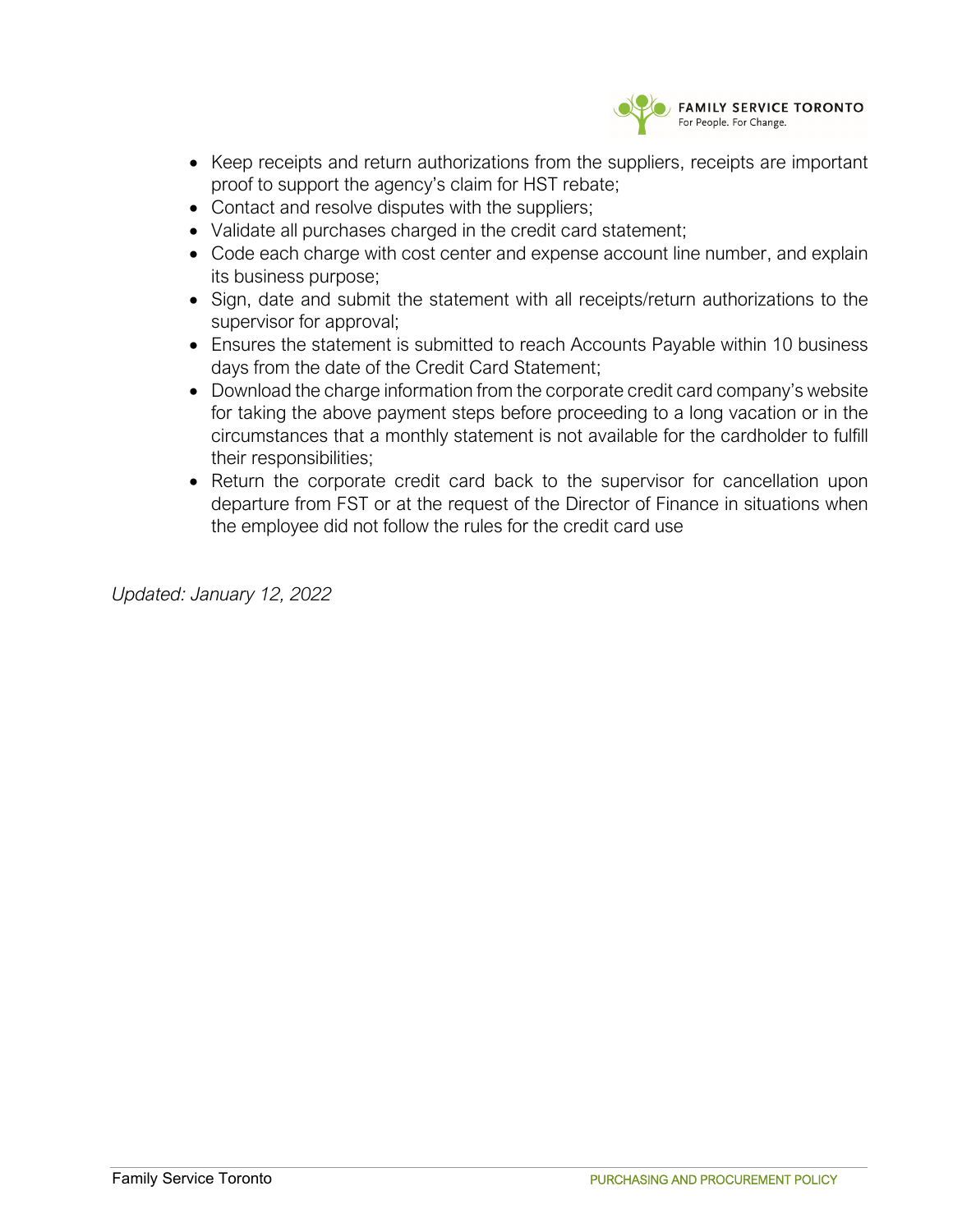- Keep receipts and return authorizations from the suppliers, receipts are important proof to support the agency's claim for HST rebate;
- Contact and resolve disputes with the suppliers;
- Validate all purchases charged in the credit card statement;
- Code each charge with cost center and expense account line number, and explain its business purpose;
- Sign, date and submit the statement with all receipts/return authorizations to the supervisor for approval;
- Ensures the statement is submitted to reach Accounts Payable within 10 business days from the date of the Credit Card Statement;
- Download the charge information from the corporate credit card company's website for taking the above payment steps before proceeding to a long vacation or in the circumstances that a monthly statement is not available for the cardholder to fulfill their responsibilities;
- Return the corporate credit card back to the supervisor for cancellation upon departure from FST or at the request of the Director of Finance in situations when the employee did not follow the rules for the credit card use

*Updated: January 12, 2022*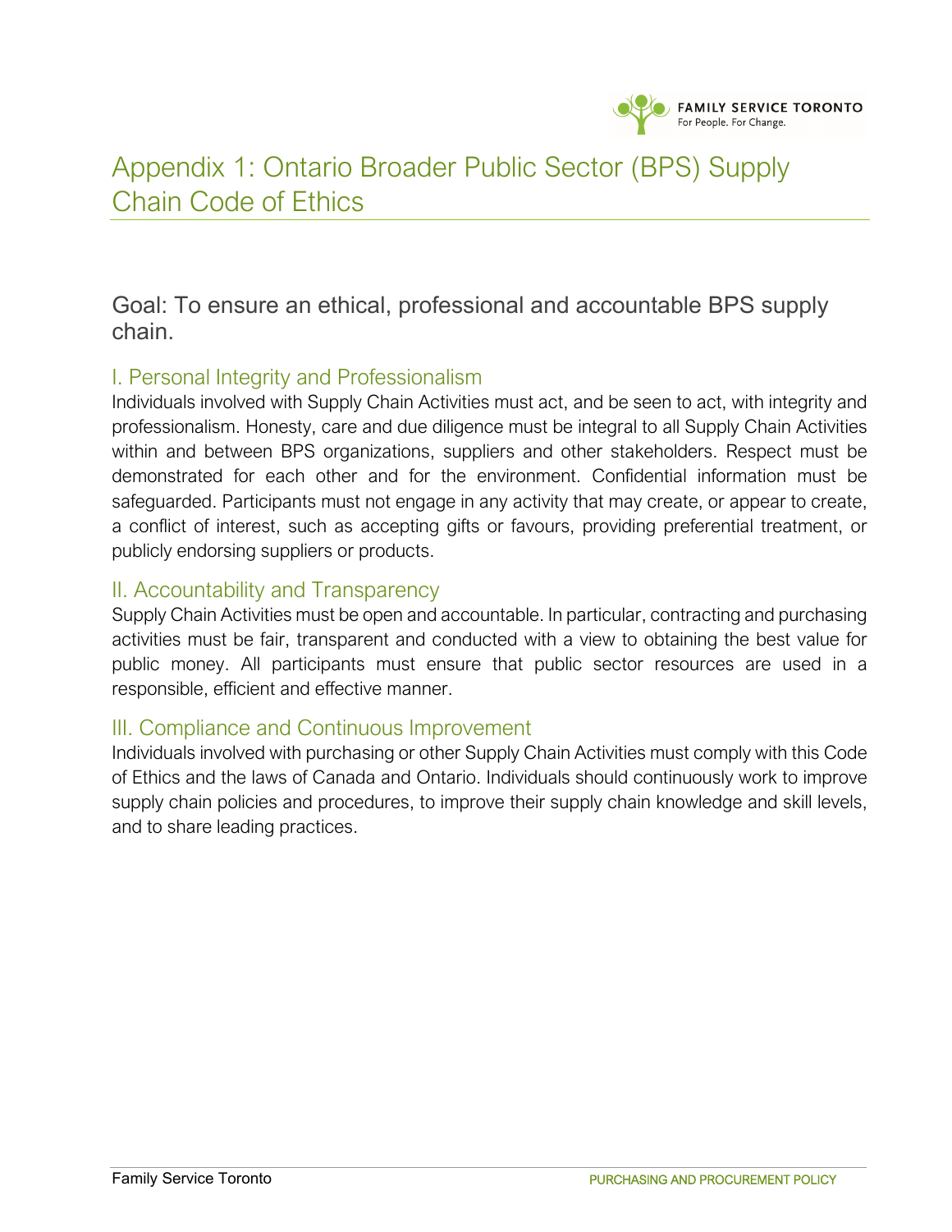# Appendix 1: Ontario Broader Public Sector (BPS) Supply Chain Code of Ethics

## Goal: To ensure an ethical, professional and accountable BPS supply chain.

### I. Personal Integrity and Professionalism

Individuals involved with Supply Chain Activities must act, and be seen to act, with integrity and professionalism. Honesty, care and due diligence must be integral to all Supply Chain Activities within and between BPS organizations, suppliers and other stakeholders. Respect must be demonstrated for each other and for the environment. Confidential information must be safeguarded. Participants must not engage in any activity that may create, or appear to create, a conflict of interest, such as accepting gifts or favours, providing preferential treatment, or publicly endorsing suppliers or products.

### II. Accountability and Transparency

Supply Chain Activities must be open and accountable. In particular, contracting and purchasing activities must be fair, transparent and conducted with a view to obtaining the best value for public money. All participants must ensure that public sector resources are used in a responsible, efficient and effective manner.

### III. Compliance and Continuous Improvement

Individuals involved with purchasing or other Supply Chain Activities must comply with this Code of Ethics and the laws of Canada and Ontario. Individuals should continuously work to improve supply chain policies and procedures, to improve their supply chain knowledge and skill levels, and to share leading practices.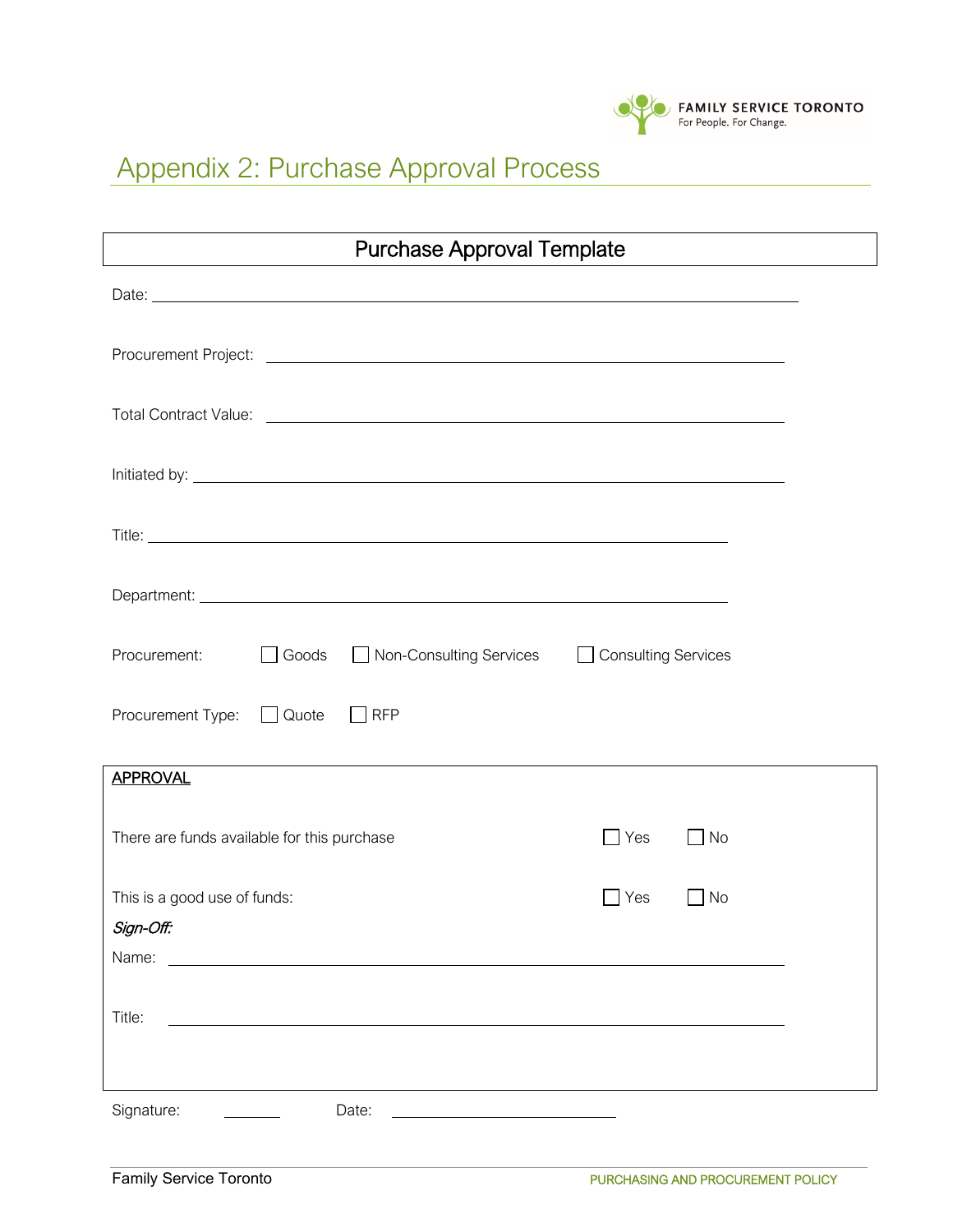# Appendix 2: Purchase Approval Process

## Purchase Approval Template

Date: ______________________________________________

Procurement Project: ______________________________________________

Total Contract Value: ______________________________________________

Initiated by: ______________________________________________

Title: ______________________________________________

Department: ______________________________________________

Procurement: ☐ Goods ☐ Non-Consulting Services ☐ Consulting Services

Procurement Type: ☐ Quote ☐ RFP

**APPROVAL**

There are funds available for this purchase ☐ Yes ☐ No

This is a good use of funds: ☐ Yes ☐ No

*Sign-Off:*

Name: ______________________________________________

Title: ______________________________________________

Signature: ________ Date: ____________________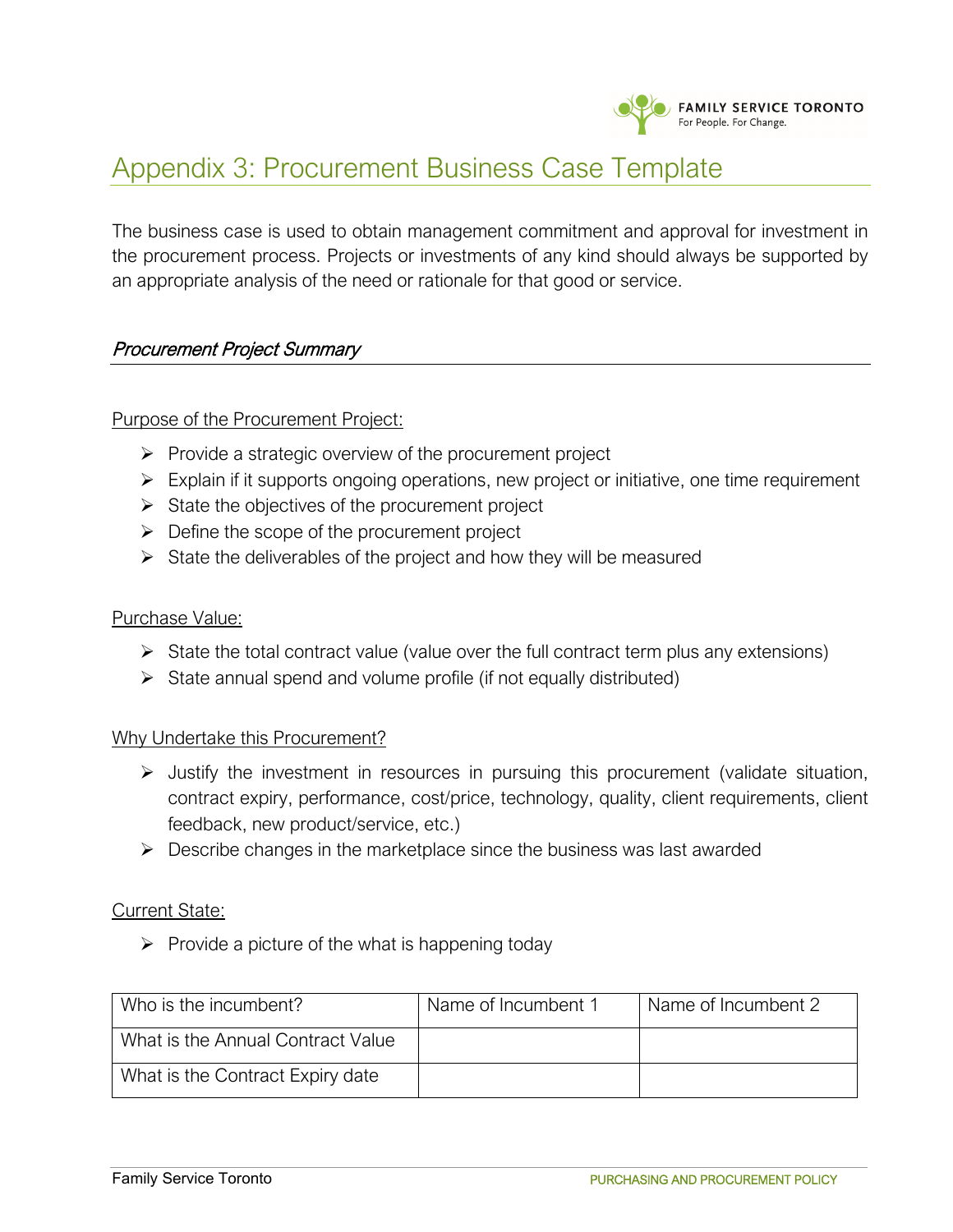# Appendix 3: Procurement Business Case Template

The business case is used to obtain management commitment and approval for investment in the procurement process. Projects or investments of any kind should always be supported by an appropriate analysis of the need or rationale for that good or service.

## *Procurement Project Summary*

Purpose of the Procurement Project:

- Provide a strategic overview of the procurement project
- Explain if it supports ongoing operations, new project or initiative, one time requirement
- State the objectives of the procurement project
- Define the scope of the procurement project
- State the deliverables of the project and how they will be measured

Purchase Value:

- State the total contract value (value over the full contract term plus any extensions)
- State annual spend and volume profile (if not equally distributed)

Why Undertake this Procurement?

- Justify the investment in resources in pursuing this procurement (validate situation, contract expiry, performance, cost/price, technology, quality, client requirements, client feedback, new product/service, etc.)
- Describe changes in the marketplace since the business was last awarded

Current State:

- Provide a picture of the what is happening today

| Who is the incumbent? | Name of Incumbent 1 | Name of Incumbent 2 |
|---|---|---|
| What is the Annual Contract Value | | |
| What is the Contract Expiry date | | |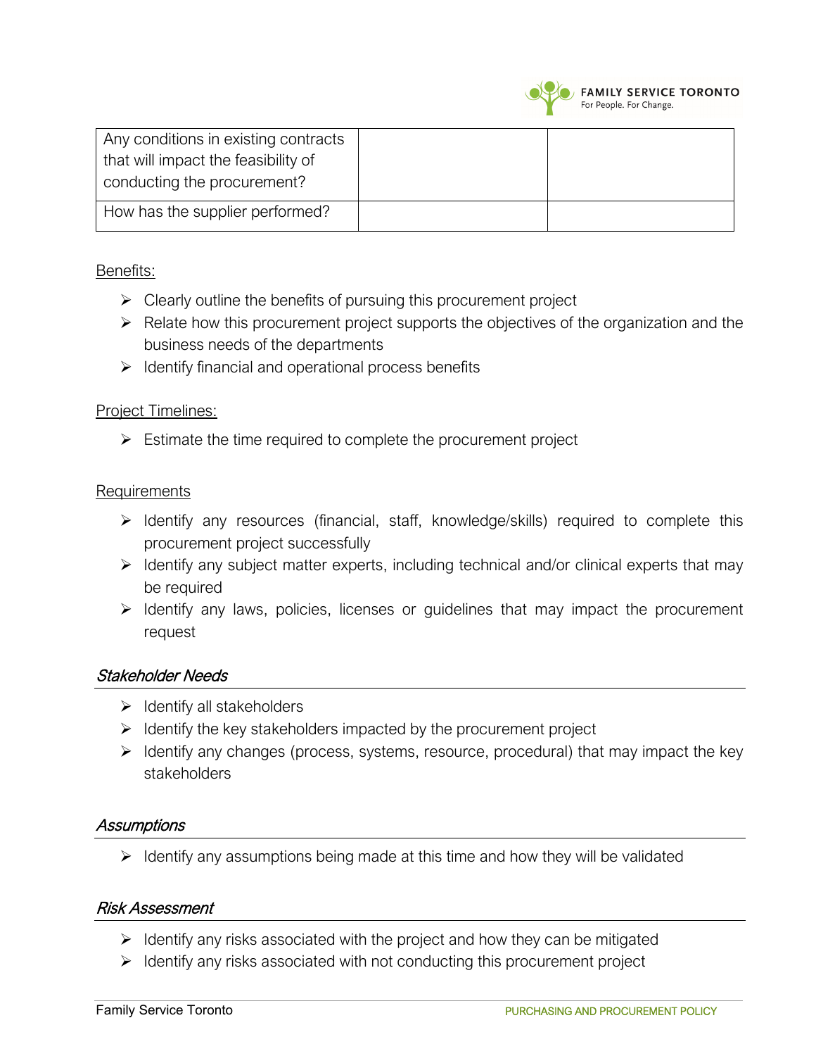| Any conditions in existing contracts that will impact the feasibility of conducting the procurement? | | |
|---|---|---|
| How has the supplier performed? | | |

Benefits:

- Clearly outline the benefits of pursuing this procurement project
- Relate how this procurement project supports the objectives of the organization and the business needs of the departments
- Identify financial and operational process benefits

Project Timelines:

- Estimate the time required to complete the procurement project

Requirements

- Identify any resources (financial, staff, knowledge/skills) required to complete this procurement project successfully
- Identify any subject matter experts, including technical and/or clinical experts that may be required
- Identify any laws, policies, licenses or guidelines that may impact the procurement request

### *Stakeholder Needs*

- Identify all stakeholders
- Identify the key stakeholders impacted by the procurement project
- Identify any changes (process, systems, resource, procedural) that may impact the key stakeholders

### *Assumptions*

- Identify any assumptions being made at this time and how they will be validated

### *Risk Assessment*

- Identify any risks associated with the project and how they can be mitigated
- Identify any risks associated with not conducting this procurement project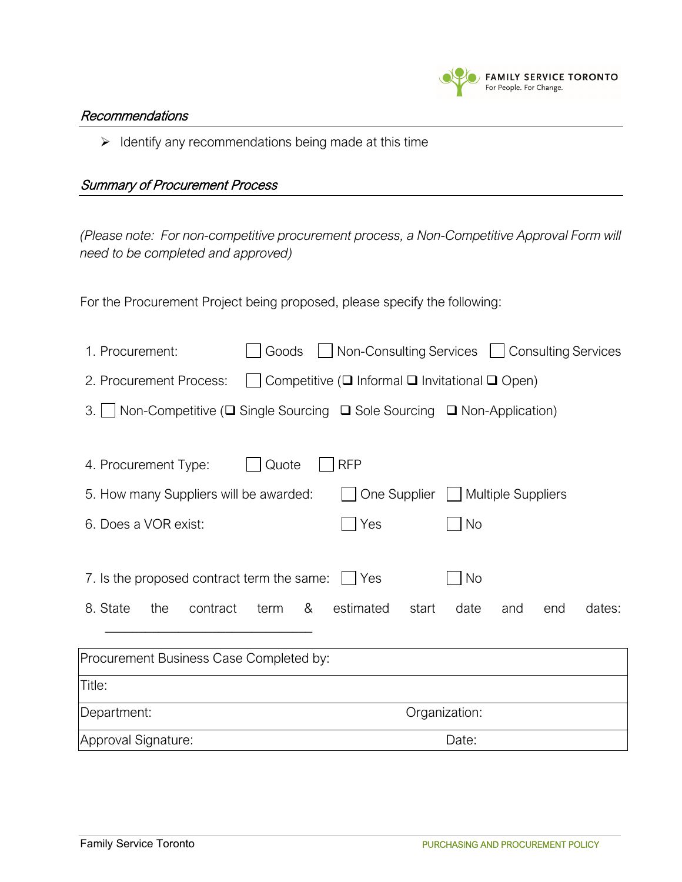### *Recommendations*

- Identify any recommendations being made at this time

### *Summary of Procurement Process*

*(Please note: For non-competitive procurement process, a Non-Competitive Approval Form will need to be completed and approved)*

For the Procurement Project being proposed, please specify the following:

1. Procurement: ☐ Goods ☐ Non-Consulting Services ☐ Consulting Services
2. Procurement Process: ☐ Competitive (❑ Informal ❑ Invitational ❑ Open)
3. ☐ Non-Competitive (❑ Single Sourcing ❑ Sole Sourcing ❑ Non-Application)
4. Procurement Type: ☐ Quote ☐ RFP
5. How many Suppliers will be awarded: ☐ One Supplier ☐ Multiple Suppliers
6. Does a VOR exist: ☐ Yes ☐ No
7. Is the proposed contract term the same: ☐ Yes ☐ No
8. State the contract term & estimated start date and end dates: ______________________________

| Procurement Business Case Completed by: | |
|---|---|
| Title: | |
| Department: | Organization: |
| Approval Signature: | Date: |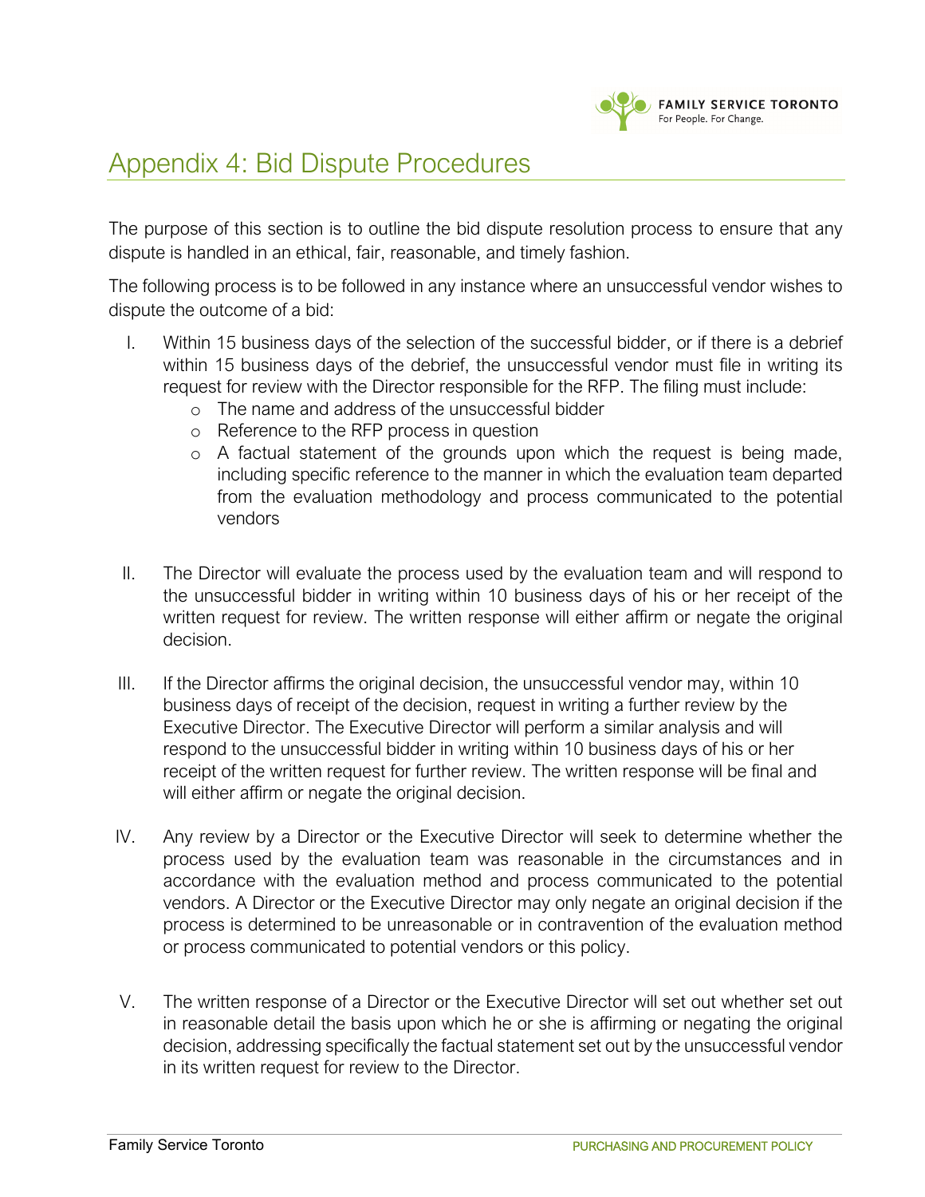# Appendix 4: Bid Dispute Procedures

The purpose of this section is to outline the bid dispute resolution process to ensure that any dispute is handled in an ethical, fair, reasonable, and timely fashion.

The following process is to be followed in any instance where an unsuccessful vendor wishes to dispute the outcome of a bid:

I. Within 15 business days of the selection of the successful bidder, or if there is a debrief within 15 business days of the debrief, the unsuccessful vendor must file in writing its request for review with the Director responsible for the RFP. The filing must include:
   - The name and address of the unsuccessful bidder
   - Reference to the RFP process in question
   - A factual statement of the grounds upon which the request is being made, including specific reference to the manner in which the evaluation team departed from the evaluation methodology and process communicated to the potential vendors

II. The Director will evaluate the process used by the evaluation team and will respond to the unsuccessful bidder in writing within 10 business days of his or her receipt of the written request for review. The written response will either affirm or negate the original decision.

III. If the Director affirms the original decision, the unsuccessful vendor may, within 10 business days of receipt of the decision, request in writing a further review by the Executive Director. The Executive Director will perform a similar analysis and will respond to the unsuccessful bidder in writing within 10 business days of his or her receipt of the written request for further review. The written response will be final and will either affirm or negate the original decision.

IV. Any review by a Director or the Executive Director will seek to determine whether the process used by the evaluation team was reasonable in the circumstances and in accordance with the evaluation method and process communicated to the potential vendors. A Director or the Executive Director may only negate an original decision if the process is determined to be unreasonable or in contravention of the evaluation method or process communicated to potential vendors or this policy.

V. The written response of a Director or the Executive Director will set out whether set out in reasonable detail the basis upon which he or she is affirming or negating the original decision, addressing specifically the factual statement set out by the unsuccessful vendor in its written request for review to the Director.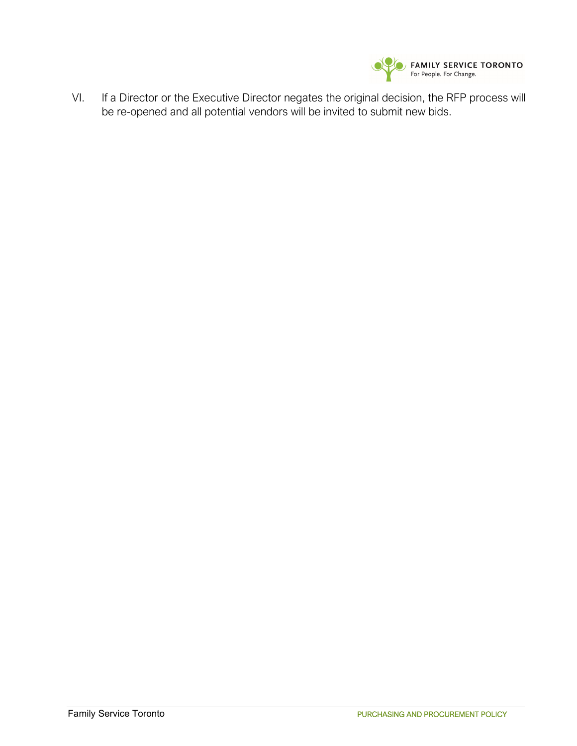VI. If a Director or the Executive Director negates the original decision, the RFP process will be re-opened and all potential vendors will be invited to submit new bids.